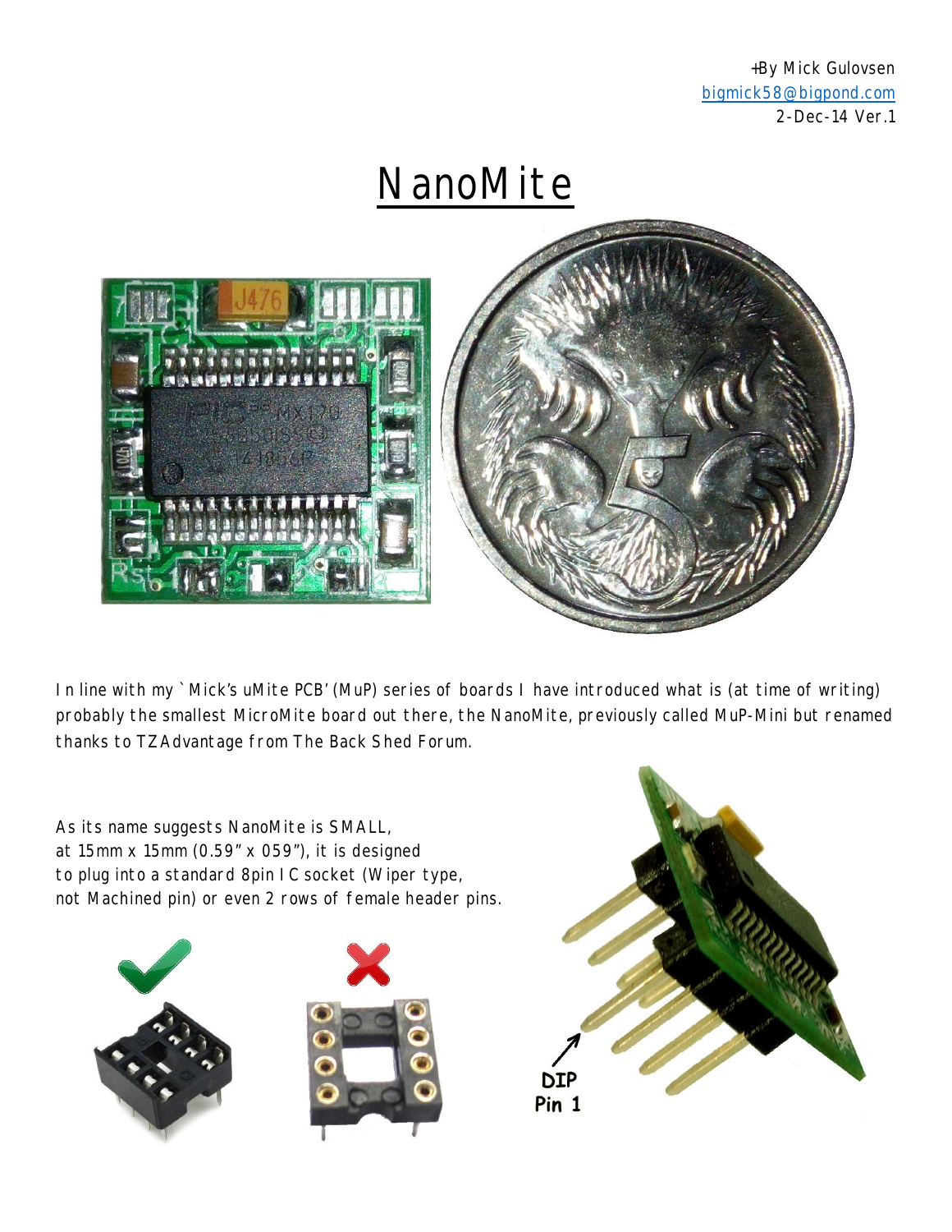+By Mick Gulovsen
bigmick58@bigpond.com
2-Dec-14 Ver.1

# NanoMite

In line with my `Mick's uMite PCB' (MuP) series of boards I have introduced what is (at time of writing) probably the smallest MicroMite board out there, the NanoMite, previously called MuP-Mini but renamed thanks to TZAdvantage from The Back Shed Forum.

As its name suggests NanoMite is SMALL, at 15mm x 15mm (0.59" x 059"), it is designed to plug into a standard 8pin IC socket (Wiper type, not Machined pin) or even 2 rows of female header pins.

DIP Pin 1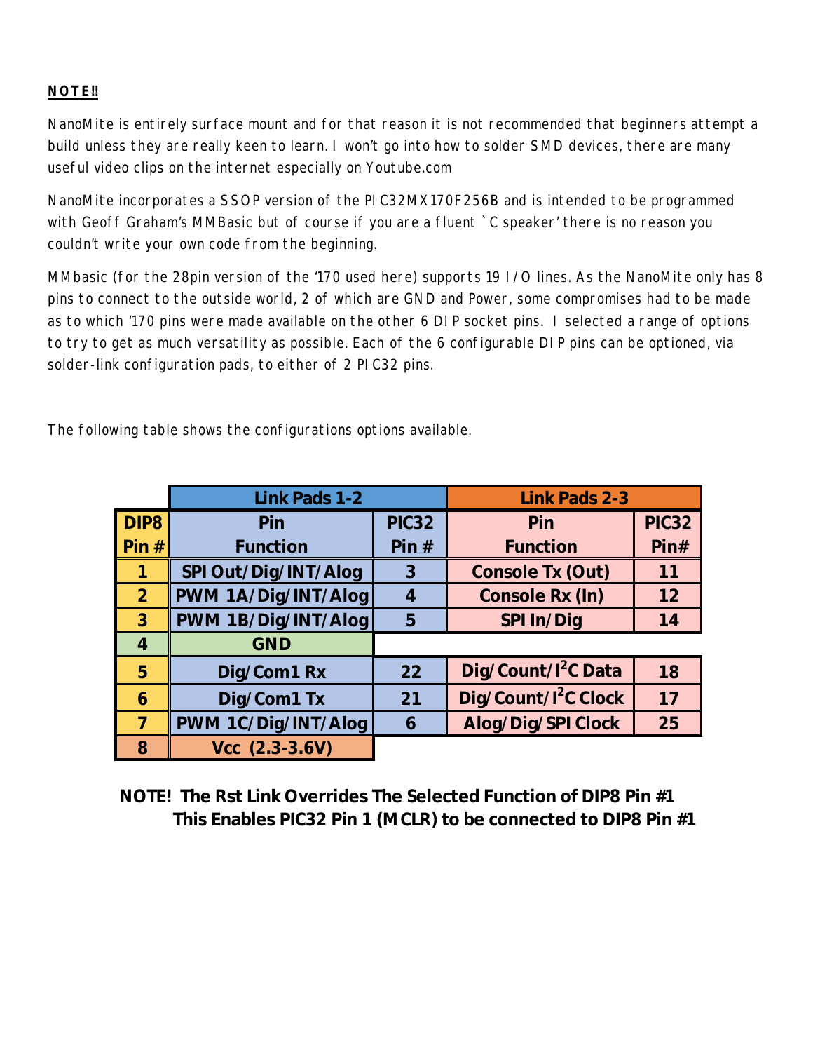**NOTE!!**

NanoMite is entirely surface mount and for that reason it is not recommended that beginners attempt a build unless they are really keen to learn. I won't go into how to solder SMD devices, there are many useful video clips on the internet especially on Youtube.com

NanoMite incorporates a SSOP version of the PIC32MX170F256B and is intended to be programmed with Geoff Graham's MMBasic but of course if you are a fluent `C speaker' there is no reason you couldn't write your own code from the beginning.

MMbasic (for the 28pin version of the '170 used here) supports 19 I/O lines. As the NanoMite only has 8 pins to connect to the outside world, 2 of which are GND and Power, some compromises had to be made as to which '170 pins were made available on the other 6 DIP socket pins. I selected a range of options to try to get as much versatility as possible. Each of the 6 configurable DIP pins can be optioned, via solder-link configuration pads, to either of 2 PIC32 pins.

The following table shows the configurations options available.

| | Link Pads 1-2 | | Link Pads 2-3 | |
|---|---|---|---|---|
| **DIP8 Pin #** | **Pin Function** | **PIC32 Pin #** | **Pin Function** | **PIC32 Pin#** |
| 1 | SPI Out/Dig/INT/Alog | 3 | Console Tx (Out) | 11 |
| 2 | PWM 1A/Dig/INT/Alog | 4 | Console Rx (In) | 12 |
| 3 | PWM 1B/Dig/INT/Alog | 5 | SPI In/Dig | 14 |
| 4 | GND | | | |
| 5 | Dig/Com1 Rx | 22 | Dig/Count/I$^2$C Data | 18 |
| 6 | Dig/Com1 Tx | 21 | Dig/Count/I$^2$C Clock | 17 |
| 7 | PWM 1C/Dig/INT/Alog | 6 | Alog/Dig/SPI Clock | 25 |
| 8 | Vcc (2.3-3.6V) | | | |

**NOTE! The Rst Link Overrides The Selected Function of DIP8 Pin #1**
**This Enables PIC32 Pin 1 (MCLR) to be connected to DIP8 Pin #1**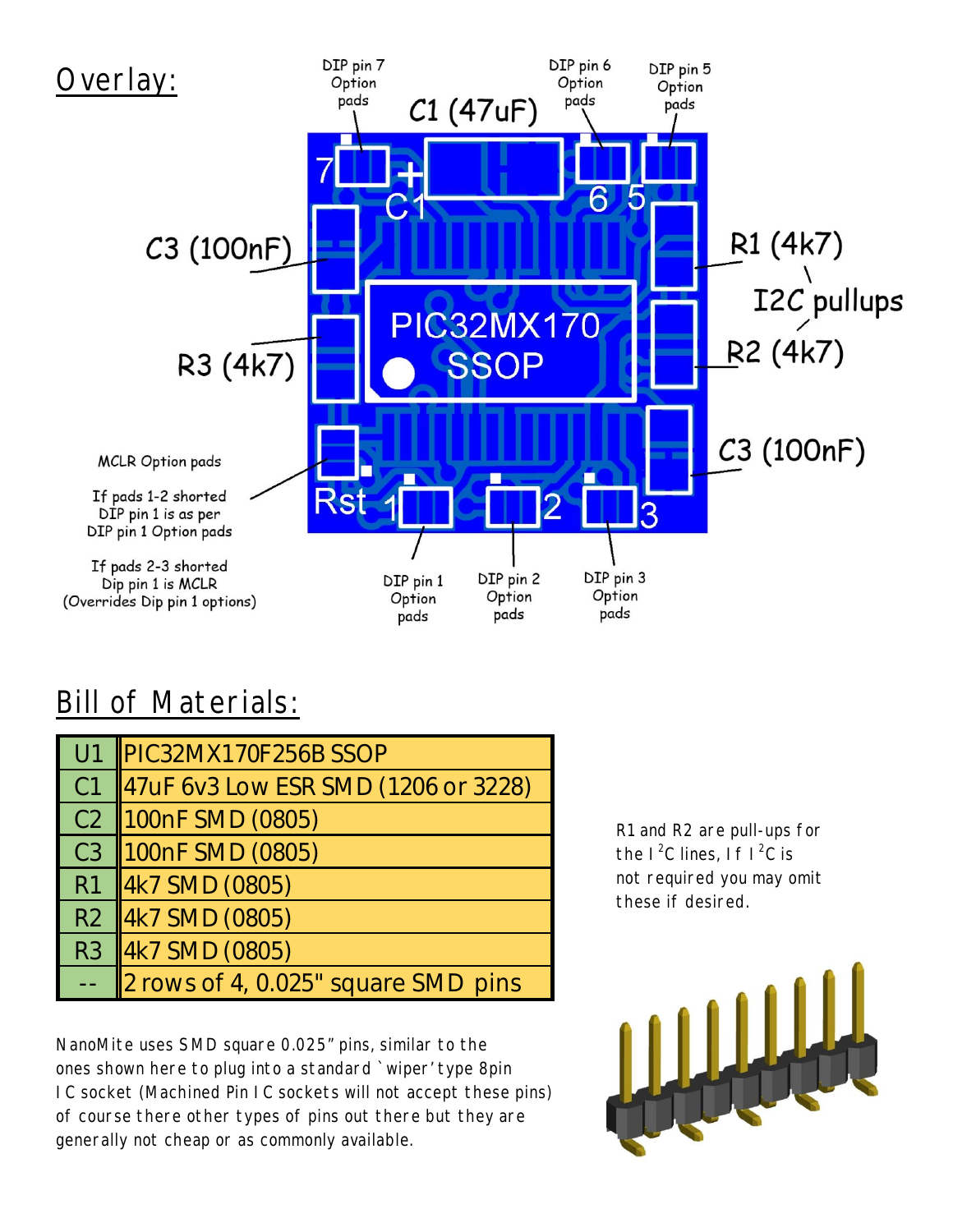## Overlay:

DIP pin 7 Option pads

C1 (47uF)

DIP pin 6 Option pads

DIP pin 5 Option pads

C3 (100nF)

R1 (4k7)

I2C pullups

R2 (4k7)

R3 (4k7)

C3 (100nF)

MCLR Option pads

If pads 1-2 shorted DIP pin 1 is as per DIP pin 1 Option pads

If pads 2-3 shorted Dip pin 1 is MCLR (Overrides Dip pin 1 options)

DIP pin 1 Option pads

DIP pin 2 Option pads

DIP pin 3 Option pads

## Bill of Materials:

| | |
|---|---|
| U1 | PIC32MX170F256B SSOP |
| C1 | 47uF 6v3 Low ESR SMD (1206 or 3228) |
| C2 | 100nF SMD (0805) |
| C3 | 100nF SMD (0805) |
| R1 | 4k7 SMD (0805) |
| R2 | 4k7 SMD (0805) |
| R3 | 4k7 SMD (0805) |
| -- | 2 rows of 4, 0.025" square SMD pins |

R1 and R2 are pull-ups for the I$^2$C lines, If I$^2$C is not required you may omit these if desired.

NanoMite uses SMD square 0.025" pins, similar to the ones shown here to plug into a standard `wiper' type 8pin IC socket (Machined Pin IC sockets will not accept these pins) of course there other types of pins out there but they are generally not cheap or as commonly available.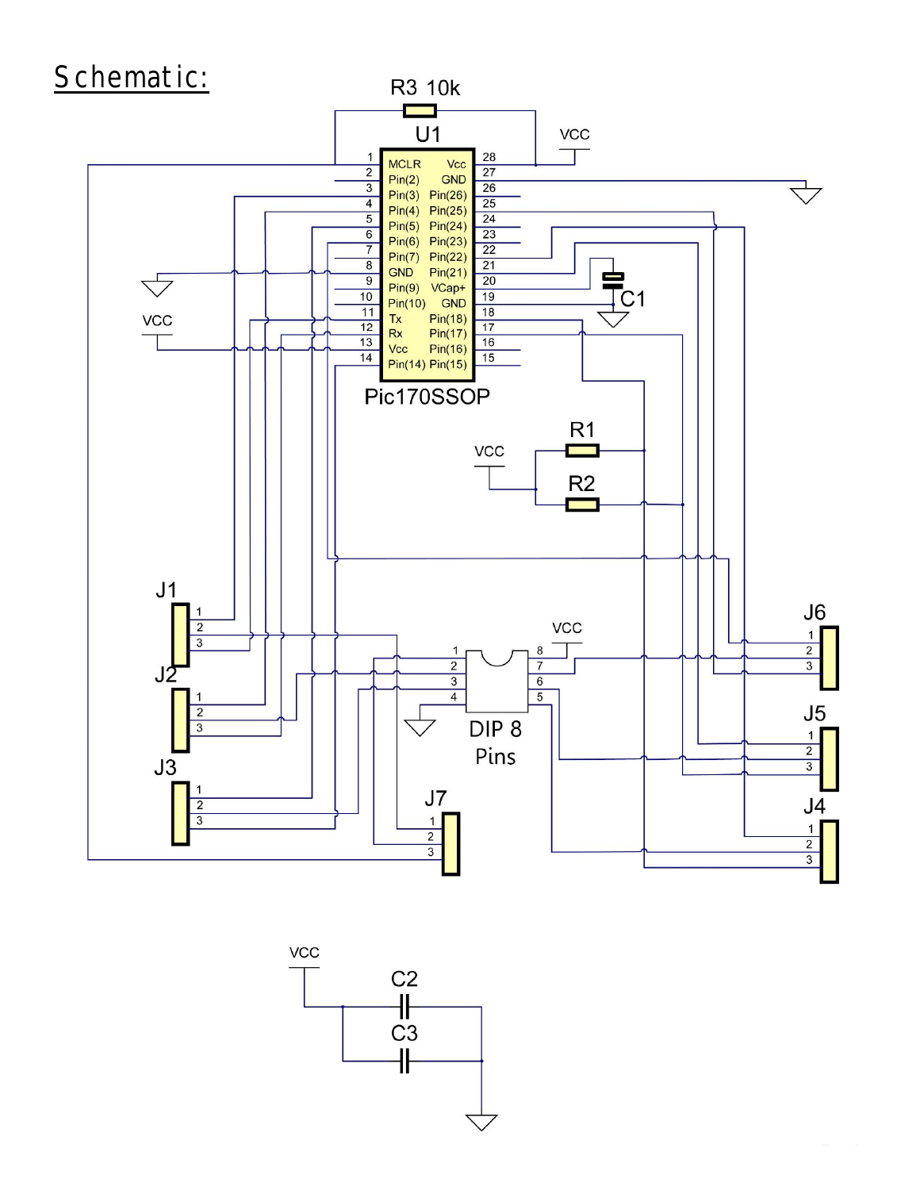# Schematic: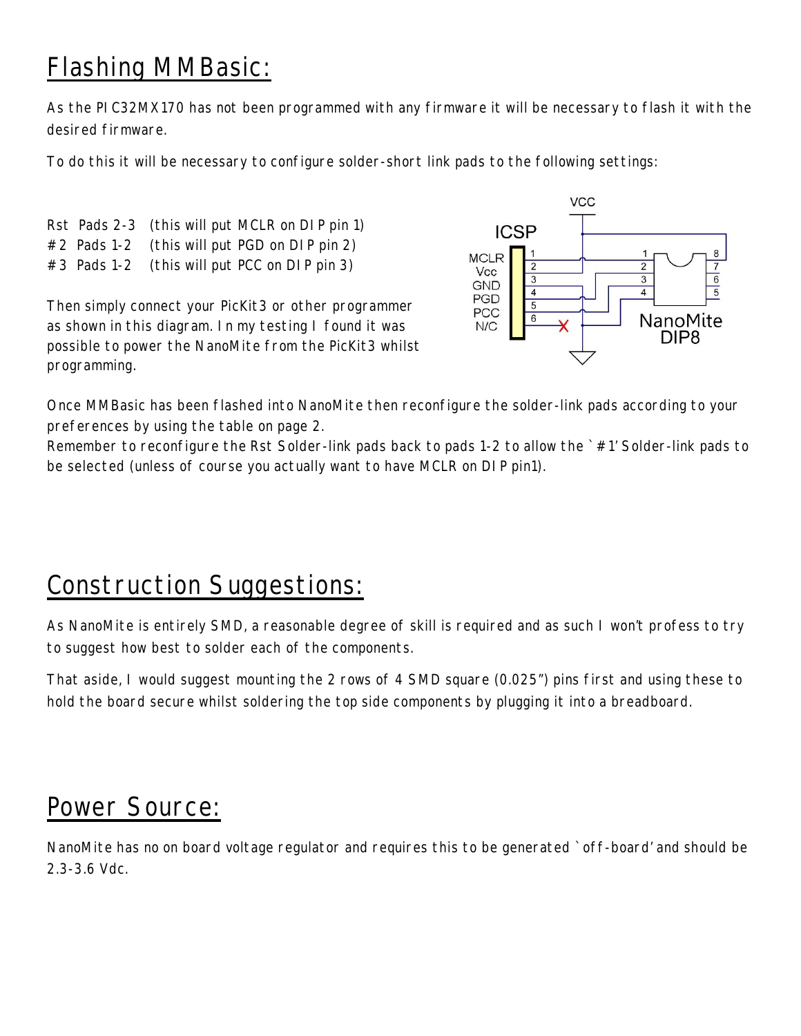## Flashing MMBasic:

As the PIC32MX170 has not been programmed with any firmware it will be necessary to flash it with the desired firmware.

To do this it will be necessary to configure solder-short link pads to the following settings:

Rst Pads 2-3 (this will put MCLR on DIP pin 1)
#2 Pads 1-2 (this will put PGD on DIP pin 2)
#3 Pads 1-2 (this will put PCC on DIP pin 3)

Then simply connect your PicKit3 or other programmer as shown in this diagram. In my testing I found it was possible to power the NanoMite from the PicKit3 whilst programming.

Once MMBasic has been flashed into NanoMite then reconfigure the solder-link pads according to your preferences by using the table on page 2.
Remember to reconfigure the Rst Solder-link pads back to pads 1-2 to allow the '#1' Solder-link pads to be selected (unless of course you actually want to have MCLR on DIP pin1).

## Construction Suggestions:

As NanoMite is entirely SMD, a reasonable degree of skill is required and as such I won't profess to try to suggest how best to solder each of the components.

That aside, I would suggest mounting the 2 rows of 4 SMD square (0.025") pins first and using these to hold the board secure whilst soldering the top side components by plugging it into a breadboard.

## Power Source:

NanoMite has no on board voltage regulator and requires this to be generated 'off-board' and should be 2.3-3.6 Vdc.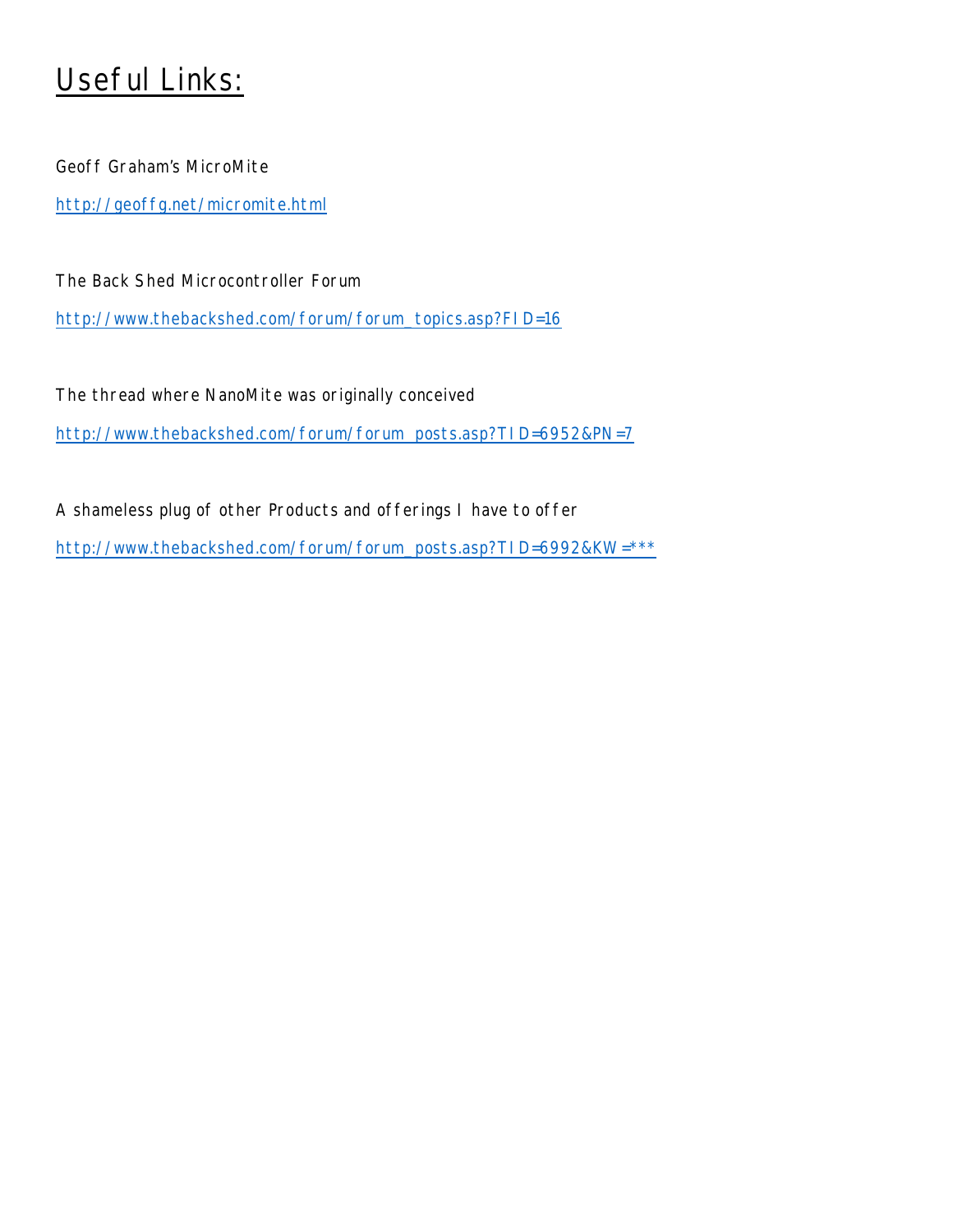# Useful Links:

Geoff Graham's MicroMite

http://geoffg.net/micromite.html

The Back Shed Microcontroller Forum

http://www.thebackshed.com/forum/forum_topics.asp?FID=16

The thread where NanoMite was originally conceived

http://www.thebackshed.com/forum/forum_posts.asp?TID=6952&PN=7

A shameless plug of other Products and offerings I have to offer

http://www.thebackshed.com/forum/forum_posts.asp?TID=6992&KW=***